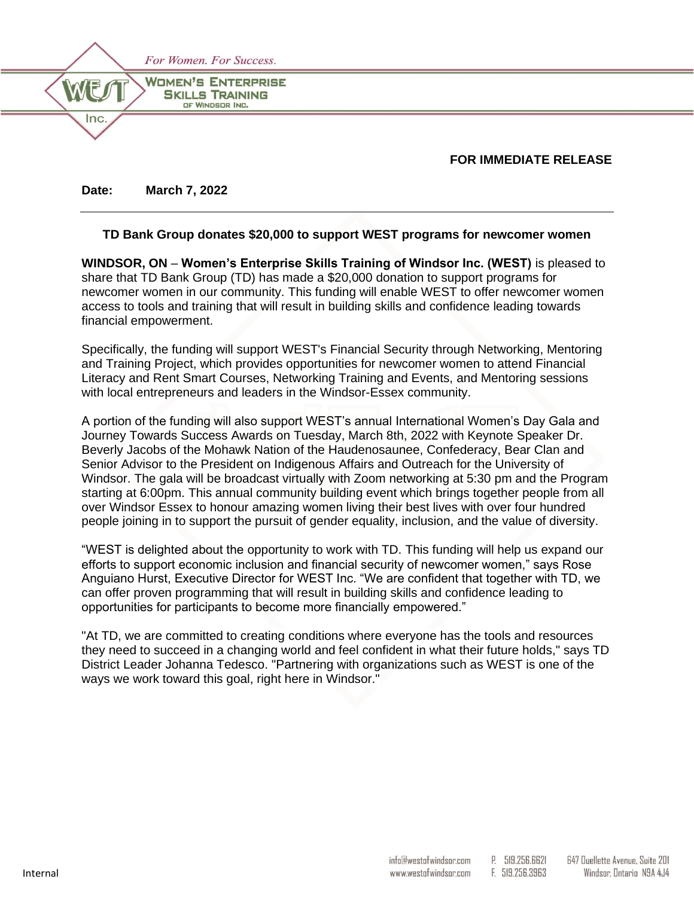For Women. For Success.

WOMEN'S ENTERPRISE SKILLS TRAINING OF WINDSOR INC.

**FOR IMMEDIATE RELEASE**

**Date: March 7, 2022**

---

**TD Bank Group donates $20,000 to support WEST programs for newcomer women**

**WINDSOR, ON** – **Women's Enterprise Skills Training of Windsor Inc. (WEST)** is pleased to share that TD Bank Group (TD) has made a $20,000 donation to support programs for newcomer women in our community. This funding will enable WEST to offer newcomer women access to tools and training that will result in building skills and confidence leading towards financial empowerment.

Specifically, the funding will support WEST's Financial Security through Networking, Mentoring and Training Project, which provides opportunities for newcomer women to attend Financial Literacy and Rent Smart Courses, Networking Training and Events, and Mentoring sessions with local entrepreneurs and leaders in the Windsor-Essex community.

A portion of the funding will also support WEST's annual International Women's Day Gala and Journey Towards Success Awards on Tuesday, March 8th, 2022 with Keynote Speaker Dr. Beverly Jacobs of the Mohawk Nation of the Haudenosaunee, Confederacy, Bear Clan and Senior Advisor to the President on Indigenous Affairs and Outreach for the University of Windsor. The gala will be broadcast virtually with Zoom networking at 5:30 pm and the Program starting at 6:00pm. This annual community building event which brings together people from all over Windsor Essex to honour amazing women living their best lives with over four hundred people joining in to support the pursuit of gender equality, inclusion, and the value of diversity.

"WEST is delighted about the opportunity to work with TD. This funding will help us expand our efforts to support economic inclusion and financial security of newcomer women," says Rose Anguiano Hurst, Executive Director for WEST Inc. "We are confident that together with TD, we can offer proven programming that will result in building skills and confidence leading to opportunities for participants to become more financially empowered."

"At TD, we are committed to creating conditions where everyone has the tools and resources they need to succeed in a changing world and feel confident in what their future holds," says TD District Leader Johanna Tedesco. "Partnering with organizations such as WEST is one of the ways we work toward this goal, right here in Windsor."

info@westofwindsor.com
www.westofwindsor.com

P. 519.256.6621
F. 519.256.3963

647 Ouellette Avenue, Suite 201
Windsor, Ontario N9A 4J4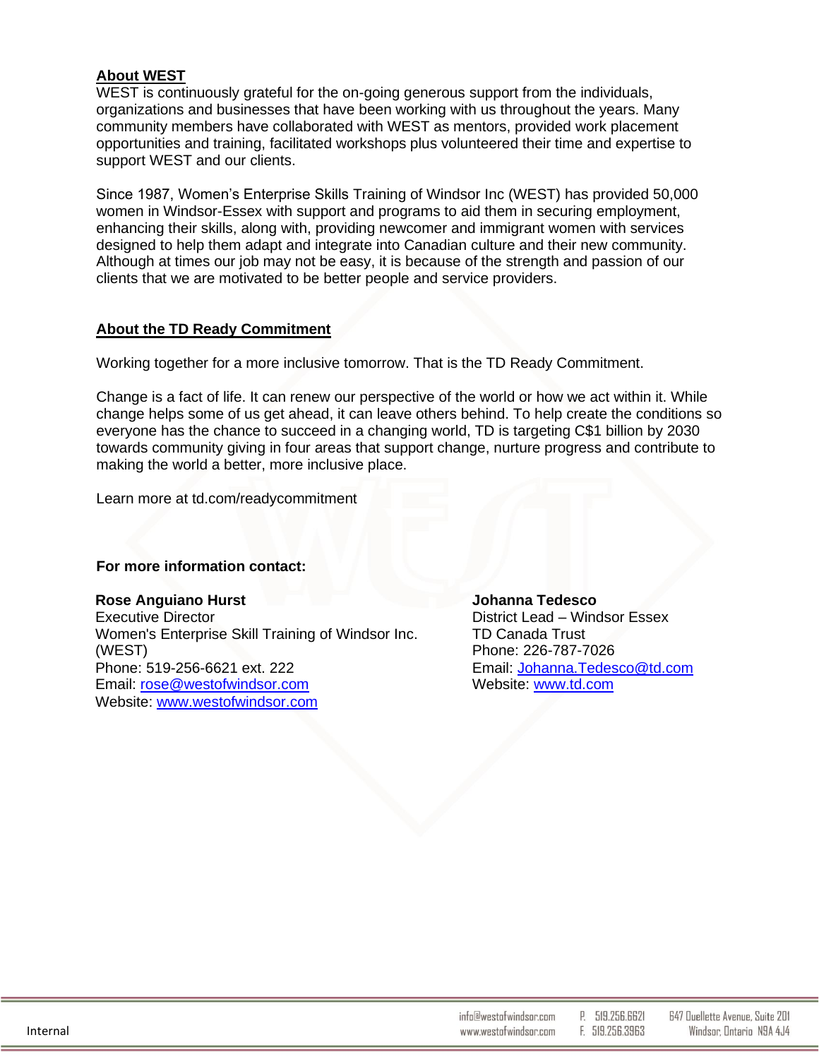## About WEST

WEST is continuously grateful for the on-going generous support from the individuals, organizations and businesses that have been working with us throughout the years. Many community members have collaborated with WEST as mentors, provided work placement opportunities and training, facilitated workshops plus volunteered their time and expertise to support WEST and our clients.

Since 1987, Women's Enterprise Skills Training of Windsor Inc (WEST) has provided 50,000 women in Windsor-Essex with support and programs to aid them in securing employment, enhancing their skills, along with, providing newcomer and immigrant women with services designed to help them adapt and integrate into Canadian culture and their new community. Although at times our job may not be easy, it is because of the strength and passion of our clients that we are motivated to be better people and service providers.

## About the TD Ready Commitment

Working together for a more inclusive tomorrow. That is the TD Ready Commitment.

Change is a fact of life. It can renew our perspective of the world or how we act within it. While change helps some of us get ahead, it can leave others behind. To help create the conditions so everyone has the chance to succeed in a changing world, TD is targeting C$1 billion by 2030 towards community giving in four areas that support change, nurture progress and contribute to making the world a better, more inclusive place.

Learn more at td.com/readycommitment

**For more information contact:**

**Rose Anguiano Hurst**
Executive Director
Women's Enterprise Skill Training of Windsor Inc. (WEST)
Phone: 519-256-6621 ext. 222
Email: rose@westofwindsor.com
Website: www.westofwindsor.com

**Johanna Tedesco**
District Lead – Windsor Essex
TD Canada Trust
Phone: 226-787-7026
Email: Johanna.Tedesco@td.com
Website: www.td.com